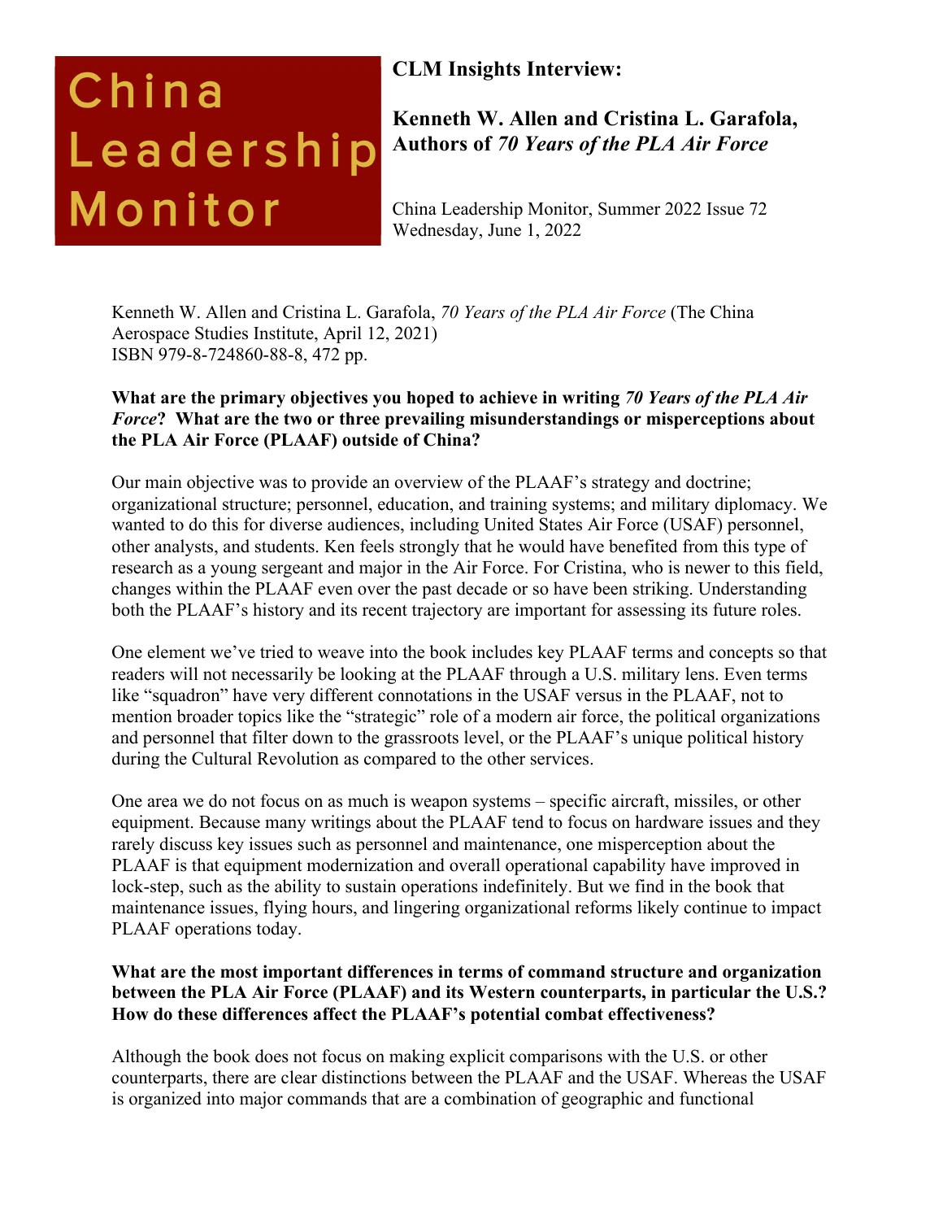China Leadership Monitor

# CLM Insights Interview:

## Kenneth W. Allen and Cristina L. Garafola, Authors of *70 Years of the PLA Air Force*

China Leadership Monitor, Summer 2022 Issue 72
Wednesday, June 1, 2022

Kenneth W. Allen and Cristina L. Garafola, *70 Years of the PLA Air Force* (The China Aerospace Studies Institute, April 12, 2021)
ISBN 979-8-724860-88-8, 472 pp.

**What are the primary objectives you hoped to achieve in writing *70 Years of the PLA Air Force*? What are the two or three prevailing misunderstandings or misperceptions about the PLA Air Force (PLAAF) outside of China?**

Our main objective was to provide an overview of the PLAAF's strategy and doctrine; organizational structure; personnel, education, and training systems; and military diplomacy. We wanted to do this for diverse audiences, including United States Air Force (USAF) personnel, other analysts, and students. Ken feels strongly that he would have benefited from this type of research as a young sergeant and major in the Air Force. For Cristina, who is newer to this field, changes within the PLAAF even over the past decade or so have been striking. Understanding both the PLAAF's history and its recent trajectory are important for assessing its future roles.

One element we've tried to weave into the book includes key PLAAF terms and concepts so that readers will not necessarily be looking at the PLAAF through a U.S. military lens. Even terms like "squadron" have very different connotations in the USAF versus in the PLAAF, not to mention broader topics like the "strategic" role of a modern air force, the political organizations and personnel that filter down to the grassroots level, or the PLAAF's unique political history during the Cultural Revolution as compared to the other services.

One area we do not focus on as much is weapon systems – specific aircraft, missiles, or other equipment. Because many writings about the PLAAF tend to focus on hardware issues and they rarely discuss key issues such as personnel and maintenance, one misperception about the PLAAF is that equipment modernization and overall operational capability have improved in lock-step, such as the ability to sustain operations indefinitely. But we find in the book that maintenance issues, flying hours, and lingering organizational reforms likely continue to impact PLAAF operations today.

**What are the most important differences in terms of command structure and organization between the PLA Air Force (PLAAF) and its Western counterparts, in particular the U.S.? How do these differences affect the PLAAF's potential combat effectiveness?**

Although the book does not focus on making explicit comparisons with the U.S. or other counterparts, there are clear distinctions between the PLAAF and the USAF. Whereas the USAF is organized into major commands that are a combination of geographic and functional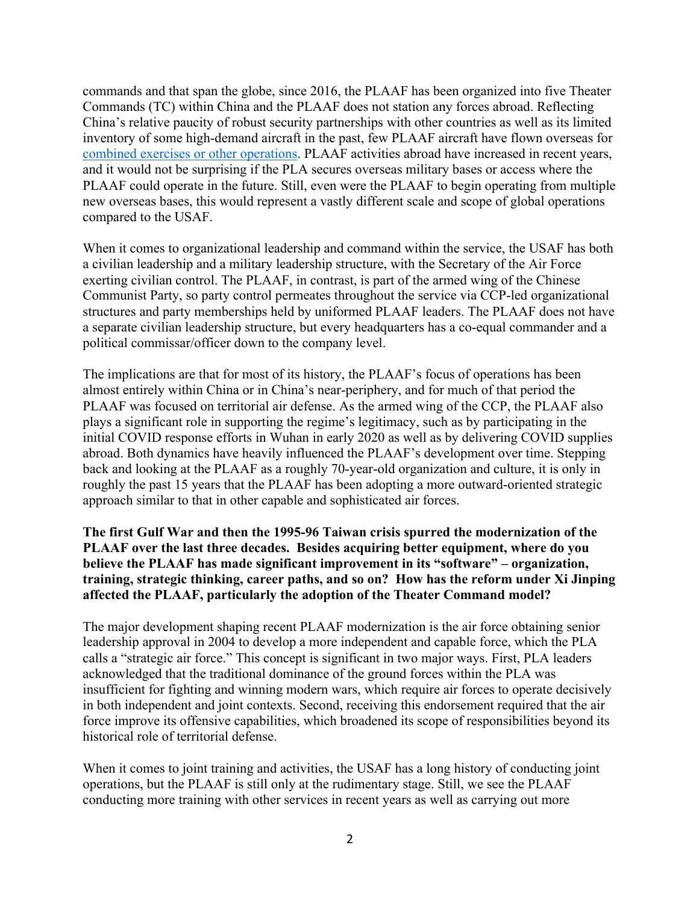commands and that span the globe, since 2016, the PLAAF has been organized into five Theater Commands (TC) within China and the PLAAF does not station any forces abroad. Reflecting China's relative paucity of robust security partnerships with other countries as well as its limited inventory of some high-demand aircraft in the past, few PLAAF aircraft have flown overseas for combined exercises or other operations. PLAAF activities abroad have increased in recent years, and it would not be surprising if the PLA secures overseas military bases or access where the PLAAF could operate in the future. Still, even were the PLAAF to begin operating from multiple new overseas bases, this would represent a vastly different scale and scope of global operations compared to the USAF.

When it comes to organizational leadership and command within the service, the USAF has both a civilian leadership and a military leadership structure, with the Secretary of the Air Force exerting civilian control. The PLAAF, in contrast, is part of the armed wing of the Chinese Communist Party, so party control permeates throughout the service via CCP-led organizational structures and party memberships held by uniformed PLAAF leaders. The PLAAF does not have a separate civilian leadership structure, but every headquarters has a co-equal commander and a political commissar/officer down to the company level.

The implications are that for most of its history, the PLAAF's focus of operations has been almost entirely within China or in China's near-periphery, and for much of that period the PLAAF was focused on territorial air defense. As the armed wing of the CCP, the PLAAF also plays a significant role in supporting the regime's legitimacy, such as by participating in the initial COVID response efforts in Wuhan in early 2020 as well as by delivering COVID supplies abroad. Both dynamics have heavily influenced the PLAAF's development over time. Stepping back and looking at the PLAAF as a roughly 70-year-old organization and culture, it is only in roughly the past 15 years that the PLAAF has been adopting a more outward-oriented strategic approach similar to that in other capable and sophisticated air forces.

**The first Gulf War and then the 1995-96 Taiwan crisis spurred the modernization of the PLAAF over the last three decades. Besides acquiring better equipment, where do you believe the PLAAF has made significant improvement in its "software" – organization, training, strategic thinking, career paths, and so on? How has the reform under Xi Jinping affected the PLAAF, particularly the adoption of the Theater Command model?**

The major development shaping recent PLAAF modernization is the air force obtaining senior leadership approval in 2004 to develop a more independent and capable force, which the PLA calls a "strategic air force." This concept is significant in two major ways. First, PLA leaders acknowledged that the traditional dominance of the ground forces within the PLA was insufficient for fighting and winning modern wars, which require air forces to operate decisively in both independent and joint contexts. Second, receiving this endorsement required that the air force improve its offensive capabilities, which broadened its scope of responsibilities beyond its historical role of territorial defense.

When it comes to joint training and activities, the USAF has a long history of conducting joint operations, but the PLAAF is still only at the rudimentary stage. Still, we see the PLAAF conducting more training with other services in recent years as well as carrying out more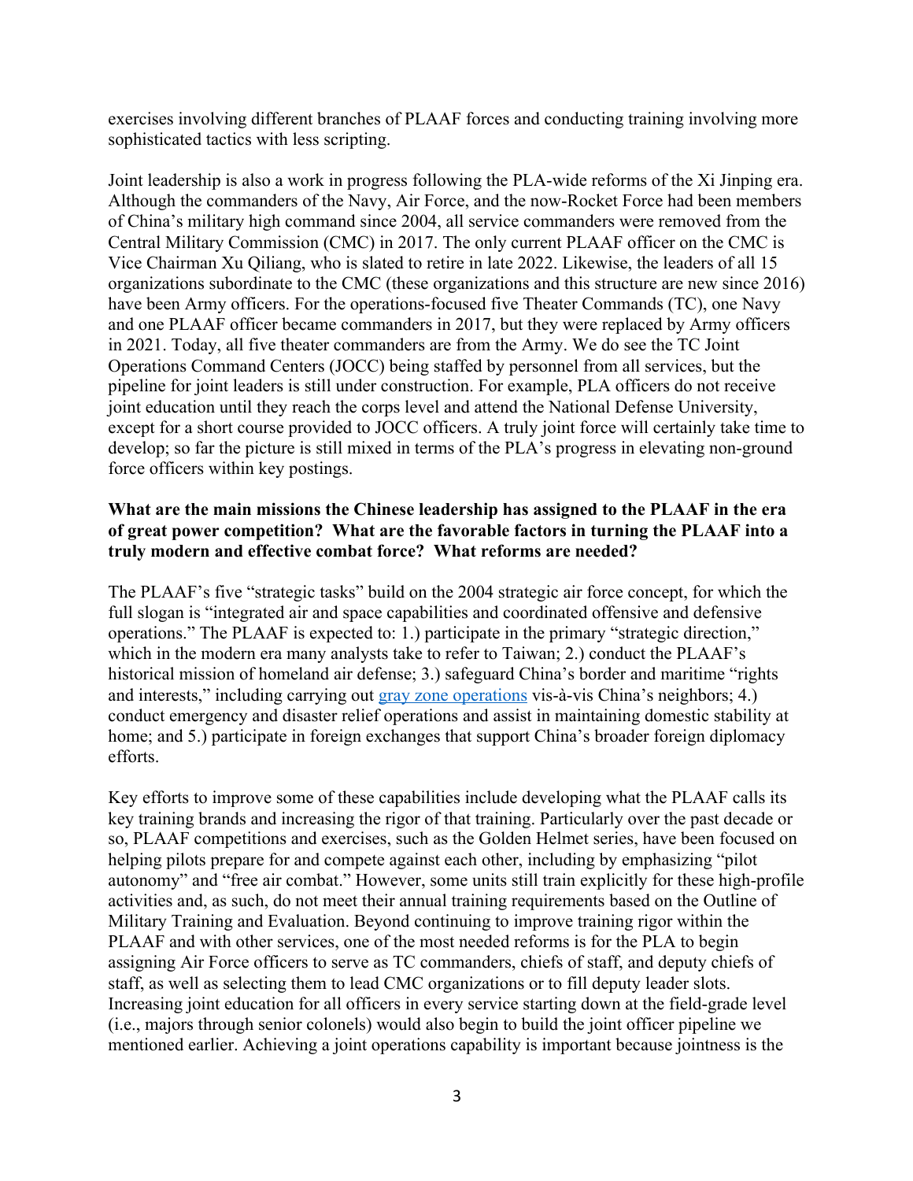exercises involving different branches of PLAAF forces and conducting training involving more sophisticated tactics with less scripting.

Joint leadership is also a work in progress following the PLA-wide reforms of the Xi Jinping era. Although the commanders of the Navy, Air Force, and the now-Rocket Force had been members of China's military high command since 2004, all service commanders were removed from the Central Military Commission (CMC) in 2017. The only current PLAAF officer on the CMC is Vice Chairman Xu Qiliang, who is slated to retire in late 2022. Likewise, the leaders of all 15 organizations subordinate to the CMC (these organizations and this structure are new since 2016) have been Army officers. For the operations-focused five Theater Commands (TC), one Navy and one PLAAF officer became commanders in 2017, but they were replaced by Army officers in 2021. Today, all five theater commanders are from the Army. We do see the TC Joint Operations Command Centers (JOCC) being staffed by personnel from all services, but the pipeline for joint leaders is still under construction. For example, PLA officers do not receive joint education until they reach the corps level and attend the National Defense University, except for a short course provided to JOCC officers. A truly joint force will certainly take time to develop; so far the picture is still mixed in terms of the PLA's progress in elevating non-ground force officers within key postings.

**What are the main missions the Chinese leadership has assigned to the PLAAF in the era of great power competition? What are the favorable factors in turning the PLAAF into a truly modern and effective combat force? What reforms are needed?**

The PLAAF's five "strategic tasks" build on the 2004 strategic air force concept, for which the full slogan is "integrated air and space capabilities and coordinated offensive and defensive operations." The PLAAF is expected to: 1.) participate in the primary "strategic direction," which in the modern era many analysts take to refer to Taiwan; 2.) conduct the PLAAF's historical mission of homeland air defense; 3.) safeguard China's border and maritime "rights and interests," including carrying out gray zone operations vis-à-vis China's neighbors; 4.) conduct emergency and disaster relief operations and assist in maintaining domestic stability at home; and 5.) participate in foreign exchanges that support China's broader foreign diplomacy efforts.

Key efforts to improve some of these capabilities include developing what the PLAAF calls its key training brands and increasing the rigor of that training. Particularly over the past decade or so, PLAAF competitions and exercises, such as the Golden Helmet series, have been focused on helping pilots prepare for and compete against each other, including by emphasizing "pilot autonomy" and "free air combat." However, some units still train explicitly for these high-profile activities and, as such, do not meet their annual training requirements based on the Outline of Military Training and Evaluation. Beyond continuing to improve training rigor within the PLAAF and with other services, one of the most needed reforms is for the PLA to begin assigning Air Force officers to serve as TC commanders, chiefs of staff, and deputy chiefs of staff, as well as selecting them to lead CMC organizations or to fill deputy leader slots. Increasing joint education for all officers in every service starting down at the field-grade level (i.e., majors through senior colonels) would also begin to build the joint officer pipeline we mentioned earlier. Achieving a joint operations capability is important because jointness is the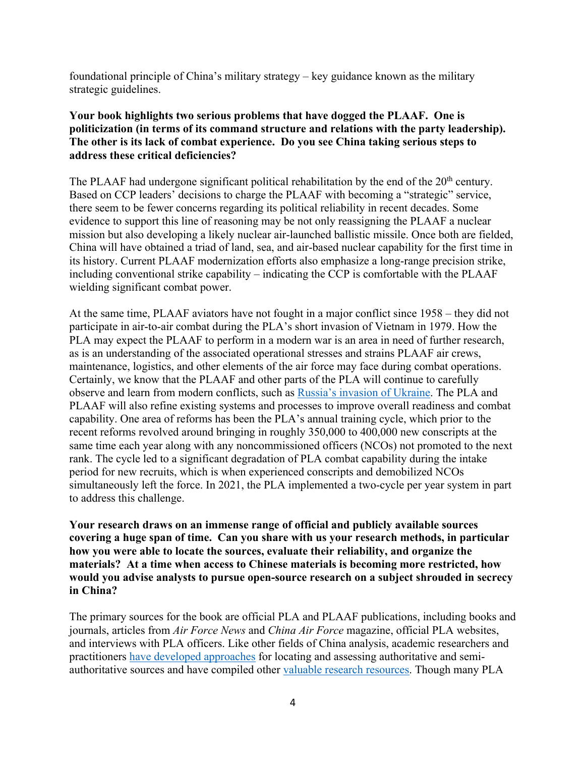foundational principle of China's military strategy – key guidance known as the military strategic guidelines.

**Your book highlights two serious problems that have dogged the PLAAF. One is politicization (in terms of its command structure and relations with the party leadership). The other is its lack of combat experience. Do you see China taking serious steps to address these critical deficiencies?**

The PLAAF had undergone significant political rehabilitation by the end of the 20th century. Based on CCP leaders' decisions to charge the PLAAF with becoming a "strategic" service, there seem to be fewer concerns regarding its political reliability in recent decades. Some evidence to support this line of reasoning may be not only reassigning the PLAAF a nuclear mission but also developing a likely nuclear air-launched ballistic missile. Once both are fielded, China will have obtained a triad of land, sea, and air-based nuclear capability for the first time in its history. Current PLAAF modernization efforts also emphasize a long-range precision strike, including conventional strike capability – indicating the CCP is comfortable with the PLAAF wielding significant combat power.

At the same time, PLAAF aviators have not fought in a major conflict since 1958 – they did not participate in air-to-air combat during the PLA's short invasion of Vietnam in 1979. How the PLA may expect the PLAAF to perform in a modern war is an area in need of further research, as is an understanding of the associated operational stresses and strains PLAAF air crews, maintenance, logistics, and other elements of the air force may face during combat operations. Certainly, we know that the PLAAF and other parts of the PLA will continue to carefully observe and learn from modern conflicts, such as [Russia's invasion of Ukraine](). The PLA and PLAAF will also refine existing systems and processes to improve overall readiness and combat capability. One area of reforms has been the PLA's annual training cycle, which prior to the recent reforms revolved around bringing in roughly 350,000 to 400,000 new conscripts at the same time each year along with any noncommissioned officers (NCOs) not promoted to the next rank. The cycle led to a significant degradation of PLA combat capability during the intake period for new recruits, which is when experienced conscripts and demobilized NCOs simultaneously left the force. In 2021, the PLA implemented a two-cycle per year system in part to address this challenge.

**Your research draws on an immense range of official and publicly available sources covering a huge span of time. Can you share with us your research methods, in particular how you were able to locate the sources, evaluate their reliability, and organize the materials? At a time when access to Chinese materials is becoming more restricted, how would you advise analysts to pursue open-source research on a subject shrouded in secrecy in China?**

The primary sources for the book are official PLA and PLAAF publications, including books and journals, articles from *Air Force News* and *China Air Force* magazine, official PLA websites, and interviews with PLA officers. Like other fields of China analysis, academic researchers and practitioners [have developed approaches]() for locating and assessing authoritative and semi-authoritative sources and have compiled other [valuable research resources](). Though many PLA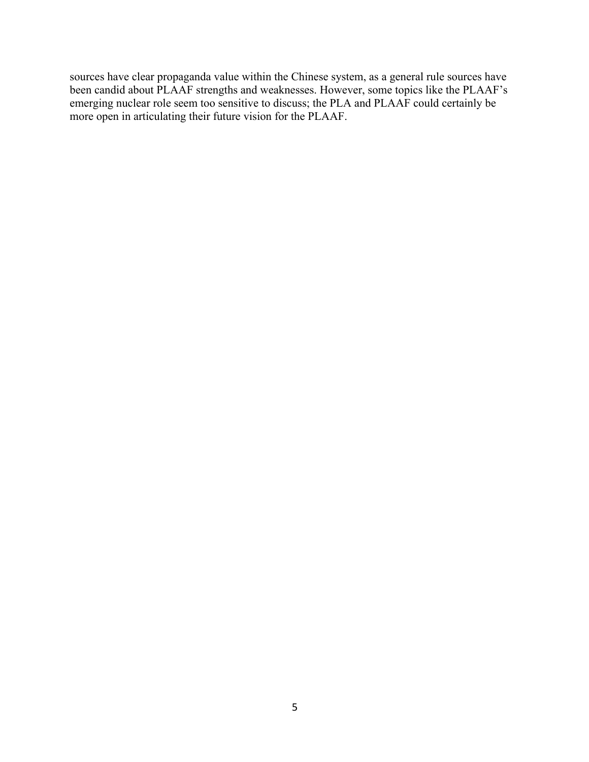sources have clear propaganda value within the Chinese system, as a general rule sources have been candid about PLAAF strengths and weaknesses. However, some topics like the PLAAF's emerging nuclear role seem too sensitive to discuss; the PLA and PLAAF could certainly be more open in articulating their future vision for the PLAAF.